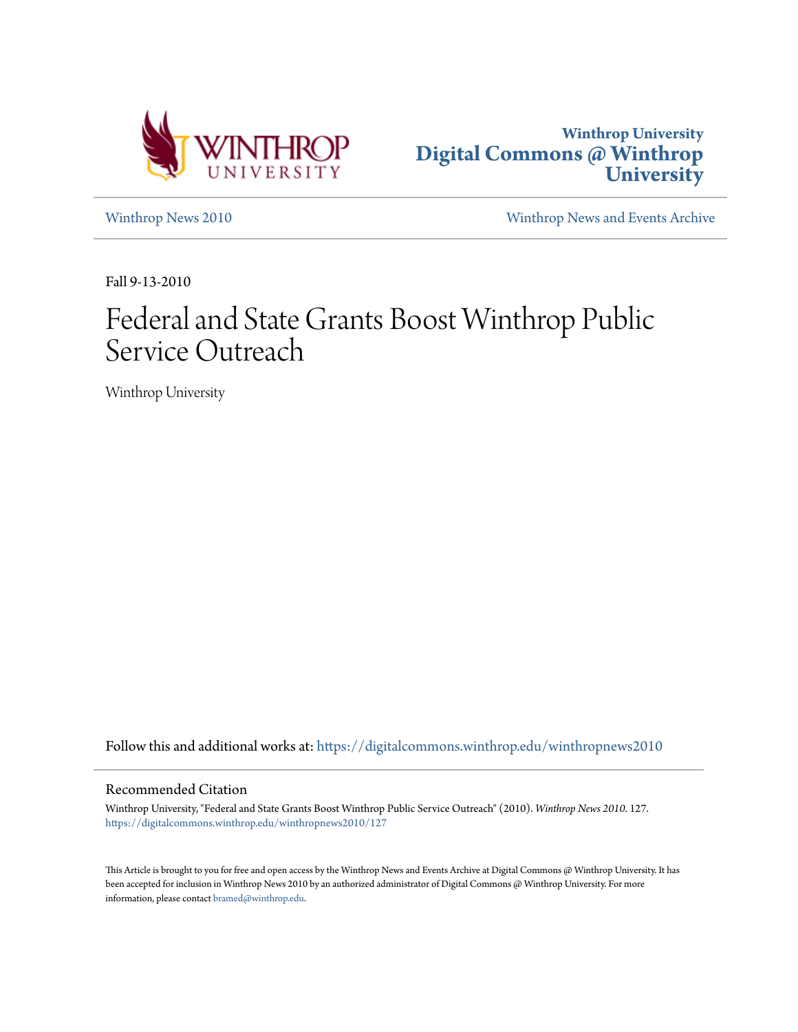Winthrop University
**Digital Commons @ Winthrop University**

Winthrop News 2010

Winthrop News and Events Archive

Fall 9-13-2010

# Federal and State Grants Boost Winthrop Public Service Outreach

Winthrop University

Follow this and additional works at: https://digitalcommons.winthrop.edu/winthropnews2010

## Recommended Citation

Winthrop University, "Federal and State Grants Boost Winthrop Public Service Outreach" (2010). *Winthrop News 2010*. 127.
https://digitalcommons.winthrop.edu/winthropnews2010/127

This Article is brought to you for free and open access by the Winthrop News and Events Archive at Digital Commons @ Winthrop University. It has been accepted for inclusion in Winthrop News 2010 by an authorized administrator of Digital Commons @ Winthrop University. For more information, please contact bramed@winthrop.edu.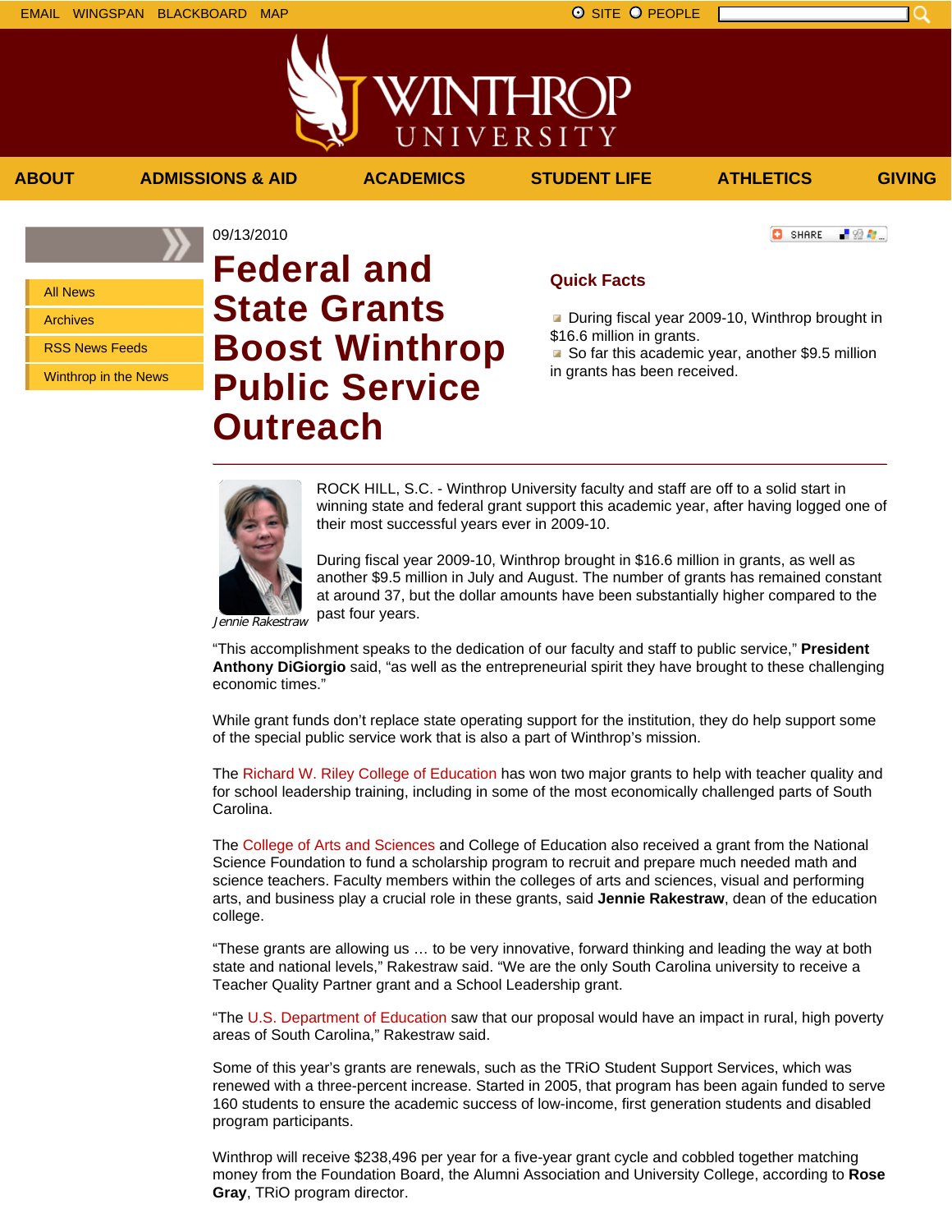09/13/2010

# Federal and State Grants Boost Winthrop Public Service Outreach

## Quick Facts

- During fiscal year 2009-10, Winthrop brought in $16.6 million in grants.
- So far this academic year, another $9.5 million in grants has been received.

*Jennie Rakestraw*

ROCK HILL, S.C. - Winthrop University faculty and staff are off to a solid start in winning state and federal grant support this academic year, after having logged one of their most successful years ever in 2009-10.

During fiscal year 2009-10, Winthrop brought in $16.6 million in grants, as well as another $9.5 million in July and August. The number of grants has remained constant at around 37, but the dollar amounts have been substantially higher compared to the past four years.

"This accomplishment speaks to the dedication of our faculty and staff to public service," **President Anthony DiGiorgio** said, "as well as the entrepreneurial spirit they have brought to these challenging economic times."

While grant funds don't replace state operating support for the institution, they do help support some of the special public service work that is also a part of Winthrop's mission.

The Richard W. Riley College of Education has won two major grants to help with teacher quality and for school leadership training, including in some of the most economically challenged parts of South Carolina.

The College of Arts and Sciences and College of Education also received a grant from the National Science Foundation to fund a scholarship program to recruit and prepare much needed math and science teachers. Faculty members within the colleges of arts and sciences, visual and performing arts, and business play a crucial role in these grants, said **Jennie Rakestraw**, dean of the education college.

"These grants are allowing us … to be very innovative, forward thinking and leading the way at both state and national levels," Rakestraw said. "We are the only South Carolina university to receive a Teacher Quality Partner grant and a School Leadership grant.

"The U.S. Department of Education saw that our proposal would have an impact in rural, high poverty areas of South Carolina," Rakestraw said.

Some of this year's grants are renewals, such as the TRiO Student Support Services, which was renewed with a three-percent increase. Started in 2005, that program has been again funded to serve 160 students to ensure the academic success of low-income, first generation students and disabled program participants.

Winthrop will receive $238,496 per year for a five-year grant cycle and cobbled together matching money from the Foundation Board, the Alumni Association and University College, according to **Rose Gray**, TRiO program director.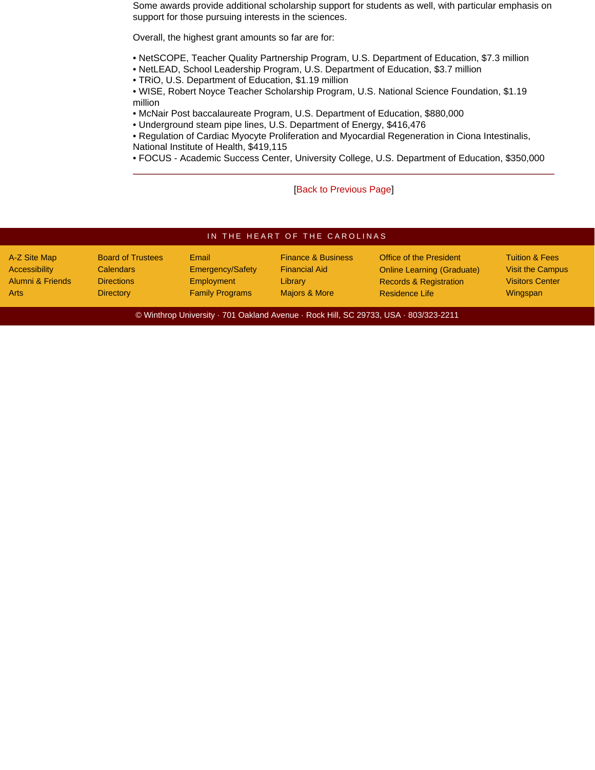Some awards provide additional scholarship support for students as well, with particular emphasis on support for those pursuing interests in the sciences.

Overall, the highest grant amounts so far are for:

- NetSCOPE, Teacher Quality Partnership Program, U.S. Department of Education, $7.3 million
- NetLEAD, School Leadership Program, U.S. Department of Education, $3.7 million
- TRiO, U.S. Department of Education, $1.19 million
- WISE, Robert Noyce Teacher Scholarship Program, U.S. National Science Foundation, $1.19 million
- McNair Post baccalaureate Program, U.S. Department of Education, $880,000
- Underground steam pipe lines, U.S. Department of Energy, $416,476
- Regulation of Cardiac Myocyte Proliferation and Myocardial Regeneration in Ciona Intestinalis, National Institute of Health, $419,115
- FOCUS - Academic Success Center, University College, U.S. Department of Education, $350,000

---

[Back to Previous Page]

IN THE HEART OF THE CAROLINAS

A-Z Site Map
Accessibility
Alumni & Friends
Arts
Board of Trustees
Calendars
Directions
Directory
Email
Emergency/Safety
Employment
Family Programs
Finance & Business
Financial Aid
Library
Majors & More
Office of the President
Online Learning (Graduate)
Records & Registration
Residence Life
Tuition & Fees
Visit the Campus
Visitors Center
Wingspan

© Winthrop University · 701 Oakland Avenue · Rock Hill, SC 29733, USA · 803/323-2211